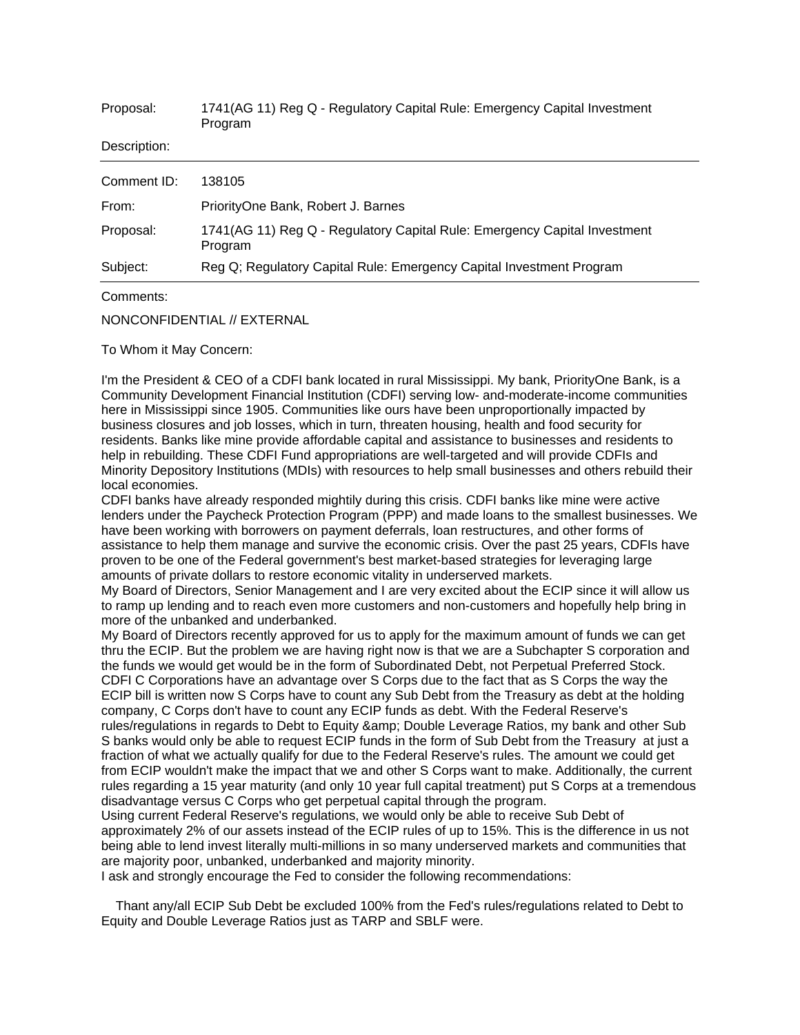Proposal: 1741(AG 11) Reg Q - Regulatory Capital Rule: Emergency Capital Investment Program

Description:

---

Comment ID: 138105

From: PriorityOne Bank, Robert J. Barnes

Proposal: 1741(AG 11) Reg Q - Regulatory Capital Rule: Emergency Capital Investment Program

Subject: Reg Q; Regulatory Capital Rule: Emergency Capital Investment Program

---

Comments:

NONCONFIDENTIAL // EXTERNAL

To Whom it May Concern:

I'm the President & CEO of a CDFI bank located in rural Mississippi. My bank, PriorityOne Bank, is a Community Development Financial Institution (CDFI) serving low- and-moderate-income communities here in Mississippi since 1905. Communities like ours have been unproportionally impacted by business closures and job losses, which in turn, threaten housing, health and food security for residents. Banks like mine provide affordable capital and assistance to businesses and residents to help in rebuilding. These CDFI Fund appropriations are well-targeted and will provide CDFIs and Minority Depository Institutions (MDIs) with resources to help small businesses and others rebuild their local economies.
CDFI banks have already responded mightily during this crisis. CDFI banks like mine were active lenders under the Paycheck Protection Program (PPP) and made loans to the smallest businesses. We have been working with borrowers on payment deferrals, loan restructures, and other forms of assistance to help them manage and survive the economic crisis. Over the past 25 years, CDFIs have proven to be one of the Federal government's best market-based strategies for leveraging large amounts of private dollars to restore economic vitality in underserved markets.
My Board of Directors, Senior Management and I are very excited about the ECIP since it will allow us to ramp up lending and to reach even more customers and non-customers and hopefully help bring in more of the unbanked and underbanked.
My Board of Directors recently approved for us to apply for the maximum amount of funds we can get thru the ECIP. But the problem we are having right now is that we are a Subchapter S corporation and the funds we would get would be in the form of Subordinated Debt, not Perpetual Preferred Stock. CDFI C Corporations have an advantage over S Corps due to the fact that as S Corps the way the ECIP bill is written now S Corps have to count any Sub Debt from the Treasury as debt at the holding company, C Corps don't have to count any ECIP funds as debt. With the Federal Reserve's rules/regulations in regards to Debt to Equity &amp; Double Leverage Ratios, my bank and other Sub S banks would only be able to request ECIP funds in the form of Sub Debt from the Treasury at just a fraction of what we actually qualify for due to the Federal Reserve's rules. The amount we could get from ECIP wouldn't make the impact that we and other S Corps want to make. Additionally, the current rules regarding a 15 year maturity (and only 10 year full capital treatment) put S Corps at a tremendous disadvantage versus C Corps who get perpetual capital through the program.
Using current Federal Reserve's regulations, we would only be able to receive Sub Debt of approximately 2% of our assets instead of the ECIP rules of up to 15%. This is the difference in us not being able to lend invest literally multi-millions in so many underserved markets and communities that are majority poor, unbanked, underbanked and majority minority.
I ask and strongly encourage the Fed to consider the following recommendations:

Thant any/all ECIP Sub Debt be excluded 100% from the Fed's rules/regulations related to Debt to Equity and Double Leverage Ratios just as TARP and SBLF were.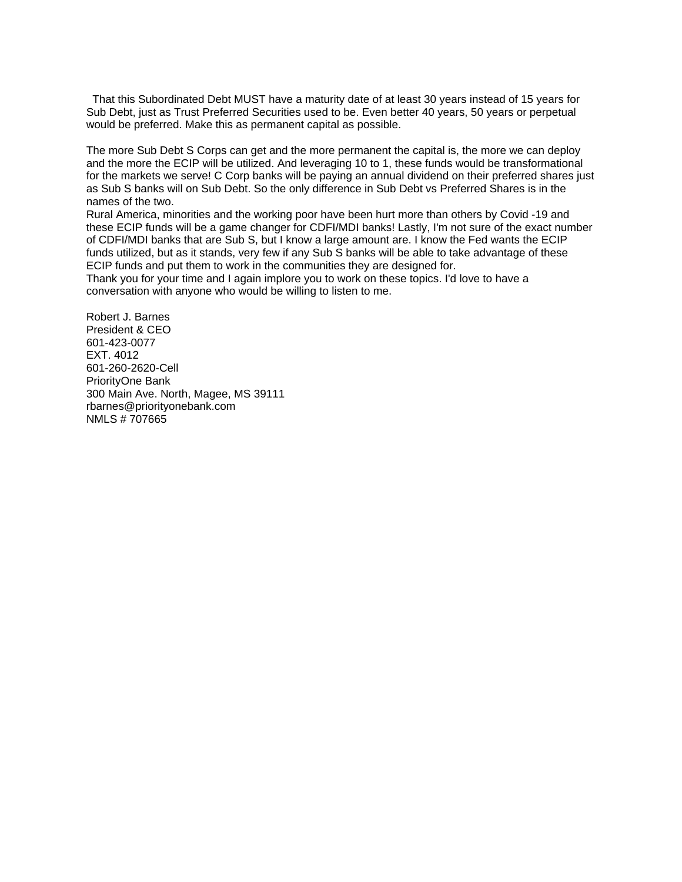That this Subordinated Debt MUST have a maturity date of at least 30 years instead of 15 years for Sub Debt, just as Trust Preferred Securities used to be. Even better 40 years, 50 years or perpetual would be preferred. Make this as permanent capital as possible.

The more Sub Debt S Corps can get and the more permanent the capital is, the more we can deploy and the more the ECIP will be utilized. And leveraging 10 to 1, these funds would be transformational for the markets we serve! C Corp banks will be paying an annual dividend on their preferred shares just as Sub S banks will on Sub Debt. So the only difference in Sub Debt vs Preferred Shares is in the names of the two.
Rural America, minorities and the working poor have been hurt more than others by Covid -19 and these ECIP funds will be a game changer for CDFI/MDI banks! Lastly, I'm not sure of the exact number of CDFI/MDI banks that are Sub S, but I know a large amount are. I know the Fed wants the ECIP funds utilized, but as it stands, very few if any Sub S banks will be able to take advantage of these ECIP funds and put them to work in the communities they are designed for.
Thank you for your time and I again implore you to work on these topics. I'd love to have a conversation with anyone who would be willing to listen to me.

Robert J. Barnes
President & CEO
601-423-0077
EXT. 4012
601-260-2620-Cell
PriorityOne Bank
300 Main Ave. North, Magee, MS 39111
rbarnes@priorityonebank.com
NMLS # 707665